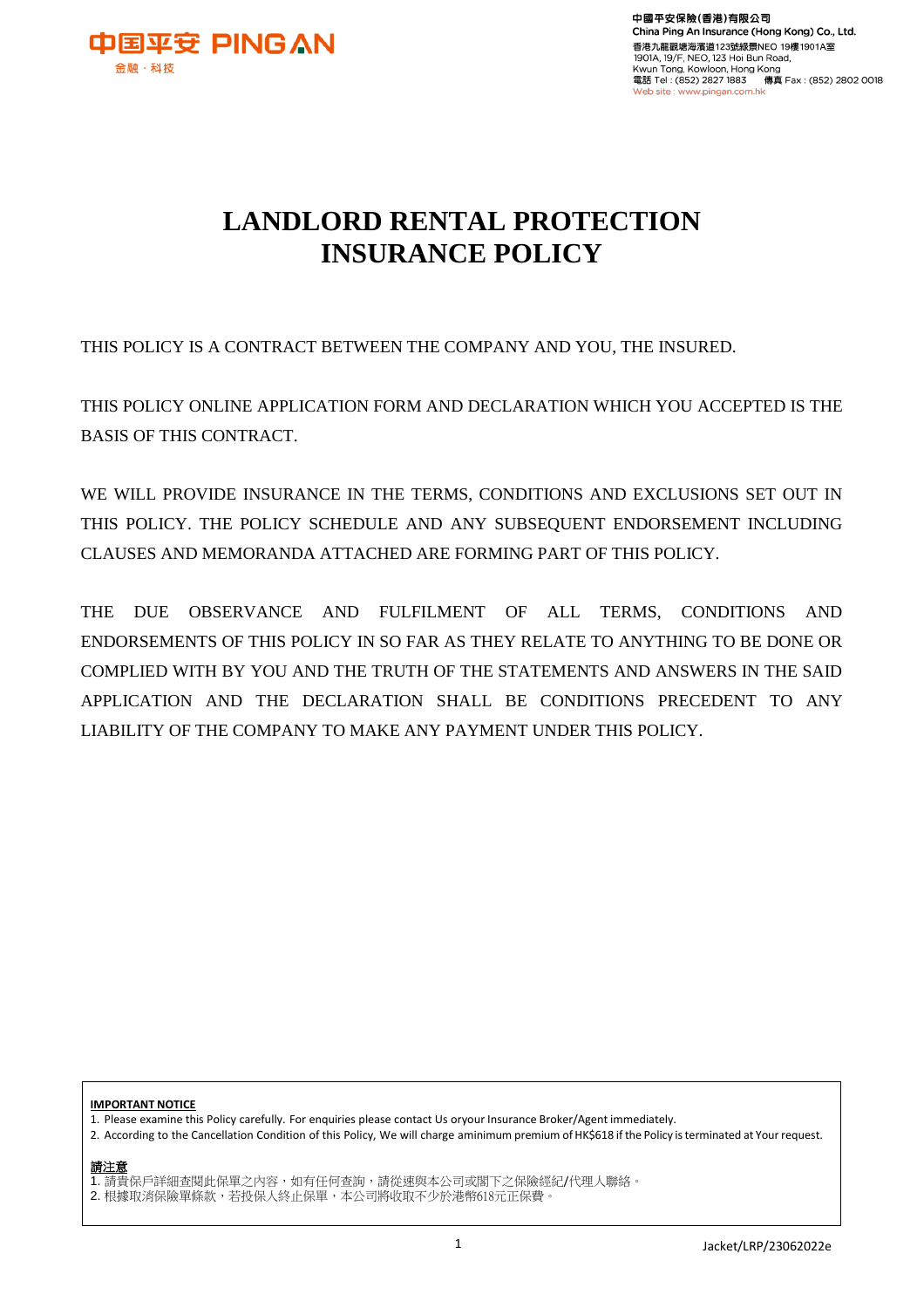# LANDLORD RENTAL PROTECTION INSURANCE POLICY

THIS POLICY IS A CONTRACT BETWEEN THE COMPANY AND YOU, THE INSURED.

THIS POLICY ONLINE APPLICATION FORM AND DECLARATION WHICH YOU ACCEPTED IS THE BASIS OF THIS CONTRACT.

WE WILL PROVIDE INSURANCE IN THE TERMS, CONDITIONS AND EXCLUSIONS SET OUT IN THIS POLICY. THE POLICY SCHEDULE AND ANY SUBSEQUENT ENDORSEMENT INCLUDING CLAUSES AND MEMORANDA ATTACHED ARE FORMING PART OF THIS POLICY.

THE DUE OBSERVANCE AND FULFILMENT OF ALL TERMS, CONDITIONS AND ENDORSEMENTS OF THIS POLICY IN SO FAR AS THEY RELATE TO ANYTHING TO BE DONE OR COMPLIED WITH BY YOU AND THE TRUTH OF THE STATEMENTS AND ANSWERS IN THE SAID APPLICATION AND THE DECLARATION SHALL BE CONDITIONS PRECEDENT TO ANY LIABILITY OF THE COMPANY TO MAKE ANY PAYMENT UNDER THIS POLICY.

**IMPORTANT NOTICE**

1. Please examine this Policy carefully. For enquiries please contact Us oryour Insurance Broker/Agent immediately.
2. According to the Cancellation Condition of this Policy, We will charge aminimum premium of HK$618 if the Policy is terminated at Your request.

**請注意**

1. 請貴保戶詳細查閱此保單之內容，如有任何查詢，請從速與本公司或閣下之保險經紀/代理人聯絡。
2. 根據取消保險單條款，若投保人終止保單，本公司將收取不少於港幣618元正保費。

Jacket/LRP/23062022e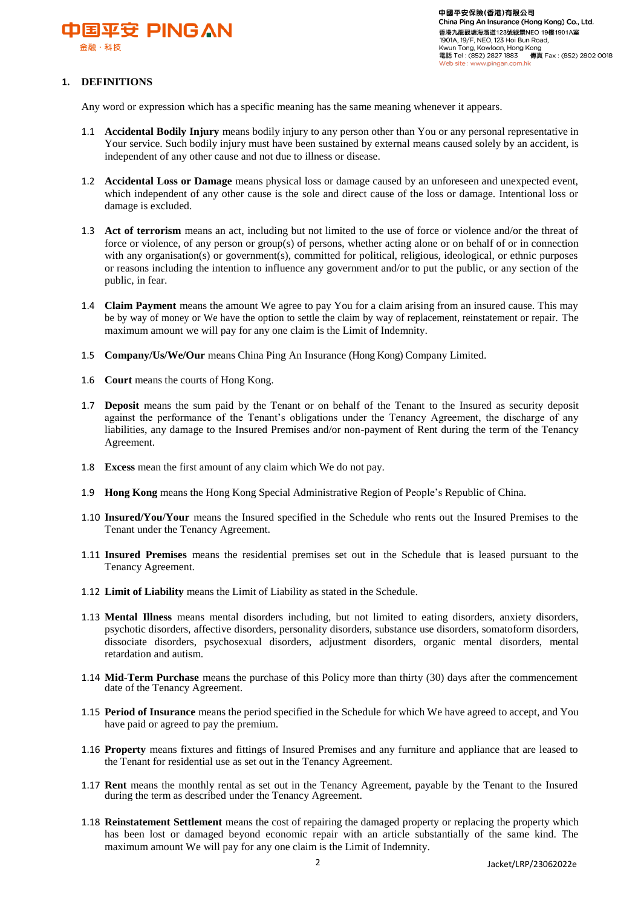## 1. DEFINITIONS

Any word or expression which has a specific meaning has the same meaning whenever it appears.

1.1 **Accidental Bodily Injury** means bodily injury to any person other than You or any personal representative in Your service. Such bodily injury must have been sustained by external means caused solely by an accident, is independent of any other cause and not due to illness or disease.

1.2 **Accidental Loss or Damage** means physical loss or damage caused by an unforeseen and unexpected event, which independent of any other cause is the sole and direct cause of the loss or damage. Intentional loss or damage is excluded.

1.3 **Act of terrorism** means an act, including but not limited to the use of force or violence and/or the threat of force or violence, of any person or group(s) of persons, whether acting alone or on behalf of or in connection with any organisation(s) or government(s), committed for political, religious, ideological, or ethnic purposes or reasons including the intention to influence any government and/or to put the public, or any section of the public, in fear.

1.4 **Claim Payment** means the amount We agree to pay You for a claim arising from an insured cause. This may be by way of money or We have the option to settle the claim by way of replacement, reinstatement or repair. The maximum amount we will pay for any one claim is the Limit of Indemnity.

1.5 **Company/Us/We/Our** means China Ping An Insurance (Hong Kong) Company Limited.

1.6 **Court** means the courts of Hong Kong.

1.7 **Deposit** means the sum paid by the Tenant or on behalf of the Tenant to the Insured as security deposit against the performance of the Tenant's obligations under the Tenancy Agreement, the discharge of any liabilities, any damage to the Insured Premises and/or non-payment of Rent during the term of the Tenancy Agreement.

1.8 **Excess** mean the first amount of any claim which We do not pay.

1.9 **Hong Kong** means the Hong Kong Special Administrative Region of People's Republic of China.

1.10 **Insured/You/Your** means the Insured specified in the Schedule who rents out the Insured Premises to the Tenant under the Tenancy Agreement.

1.11 **Insured Premises** means the residential premises set out in the Schedule that is leased pursuant to the Tenancy Agreement.

1.12 **Limit of Liability** means the Limit of Liability as stated in the Schedule.

1.13 **Mental Illness** means mental disorders including, but not limited to eating disorders, anxiety disorders, psychotic disorders, affective disorders, personality disorders, substance use disorders, somatoform disorders, dissociate disorders, psychosexual disorders, adjustment disorders, organic mental disorders, mental retardation and autism.

1.14 **Mid-Term Purchase** means the purchase of this Policy more than thirty (30) days after the commencement date of the Tenancy Agreement.

1.15 **Period of Insurance** means the period specified in the Schedule for which We have agreed to accept, and You have paid or agreed to pay the premium.

1.16 **Property** means fixtures and fittings of Insured Premises and any furniture and appliance that are leased to the Tenant for residential use as set out in the Tenancy Agreement.

1.17 **Rent** means the monthly rental as set out in the Tenancy Agreement, payable by the Tenant to the Insured during the term as described under the Tenancy Agreement.

1.18 **Reinstatement Settlement** means the cost of repairing the damaged property or replacing the property which has been lost or damaged beyond economic repair with an article substantially of the same kind. The maximum amount We will pay for any one claim is the Limit of Indemnity.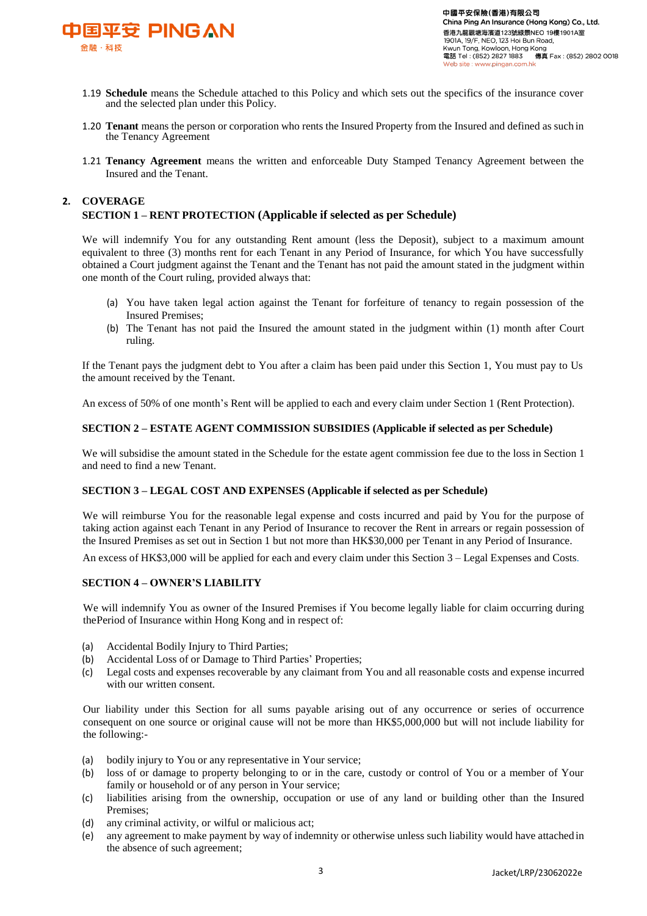1.19 **Schedule** means the Schedule attached to this Policy and which sets out the specifics of the insurance cover and the selected plan under this Policy.

1.20 **Tenant** means the person or corporation who rents the Insured Property from the Insured and defined as such in the Tenancy Agreement

1.21 **Tenancy Agreement** means the written and enforceable Duty Stamped Tenancy Agreement between the Insured and the Tenant.

## 2. COVERAGE

### SECTION 1 – RENT PROTECTION (Applicable if selected as per Schedule)

We will indemnify You for any outstanding Rent amount (less the Deposit), subject to a maximum amount equivalent to three (3) months rent for each Tenant in any Period of Insurance, for which You have successfully obtained a Court judgment against the Tenant and the Tenant has not paid the amount stated in the judgment within one month of the Court ruling, provided always that:

(a) You have taken legal action against the Tenant for forfeiture of tenancy to regain possession of the Insured Premises;
(b) The Tenant has not paid the Insured the amount stated in the judgment within (1) month after Court ruling.

If the Tenant pays the judgment debt to You after a claim has been paid under this Section 1, You must pay to Us the amount received by the Tenant.

An excess of 50% of one month's Rent will be applied to each and every claim under Section 1 (Rent Protection).

### SECTION 2 – ESTATE AGENT COMMISSION SUBSIDIES (Applicable if selected as per Schedule)

We will subsidise the amount stated in the Schedule for the estate agent commission fee due to the loss in Section 1 and need to find a new Tenant.

### SECTION 3 – LEGAL COST AND EXPENSES (Applicable if selected as per Schedule)

We will reimburse You for the reasonable legal expense and costs incurred and paid by You for the purpose of taking action against each Tenant in any Period of Insurance to recover the Rent in arrears or regain possession of the Insured Premises as set out in Section 1 but not more than HK$30,000 per Tenant in any Period of Insurance.

An excess of HK$3,000 will be applied for each and every claim under this Section 3 – Legal Expenses and Costs.

### SECTION 4 – OWNER'S LIABILITY

We will indemnify You as owner of the Insured Premises if You become legally liable for claim occurring during thePeriod of Insurance within Hong Kong and in respect of:

(a) Accidental Bodily Injury to Third Parties;
(b) Accidental Loss of or Damage to Third Parties' Properties;
(c) Legal costs and expenses recoverable by any claimant from You and all reasonable costs and expense incurred with our written consent.

Our liability under this Section for all sums payable arising out of any occurrence or series of occurrence consequent on one source or original cause will not be more than HK$5,000,000 but will not include liability for the following:-

(a) bodily injury to You or any representative in Your service;
(b) loss of or damage to property belonging to or in the care, custody or control of You or a member of Your family or household or of any person in Your service;
(c) liabilities arising from the ownership, occupation or use of any land or building other than the Insured Premises;
(d) any criminal activity, or wilful or malicious act;
(e) any agreement to make payment by way of indemnity or otherwise unless such liability would have attached in the absence of such agreement;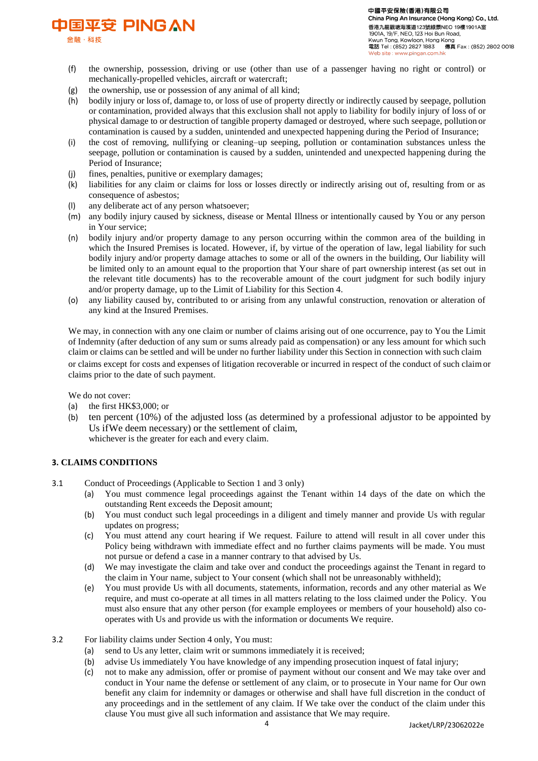(f) the ownership, possession, driving or use (other than use of a passenger having no right or control) or mechanically-propelled vehicles, aircraft or watercraft;
(g) the ownership, use or possession of any animal of all kind;
(h) bodily injury or loss of, damage to, or loss of use of property directly or indirectly caused by seepage, pollution or contamination, provided always that this exclusion shall not apply to liability for bodily injury of loss of or physical damage to or destruction of tangible property damaged or destroyed, where such seepage, pollution or contamination is caused by a sudden, unintended and unexpected happening during the Period of Insurance;
(i) the cost of removing, nullifying or cleaning–up seeping, pollution or contamination substances unless the seepage, pollution or contamination is caused by a sudden, unintended and unexpected happening during the Period of Insurance;
(j) fines, penalties, punitive or exemplary damages;
(k) liabilities for any claim or claims for loss or losses directly or indirectly arising out of, resulting from or as consequence of asbestos;
(l) any deliberate act of any person whatsoever;
(m) any bodily injury caused by sickness, disease or Mental Illness or intentionally caused by You or any person in Your service;
(n) bodily injury and/or property damage to any person occurring within the common area of the building in which the Insured Premises is located. However, if, by virtue of the operation of law, legal liability for such bodily injury and/or property damage attaches to some or all of the owners in the building, Our liability will be limited only to an amount equal to the proportion that Your share of part ownership interest (as set out in the relevant title documents) has to the recoverable amount of the court judgment for such bodily injury and/or property damage, up to the Limit of Liability for this Section 4.
(o) any liability caused by, contributed to or arising from any unlawful construction, renovation or alteration of any kind at the Insured Premises.

We may, in connection with any one claim or number of claims arising out of one occurrence, pay to You the Limit of Indemnity (after deduction of any sum or sums already paid as compensation) or any less amount for which such claim or claims can be settled and will be under no further liability under this Section in connection with such claim or claims except for costs and expenses of litigation recoverable or incurred in respect of the conduct of such claim or claims prior to the date of such payment.

We do not cover:
(a) the first HK$3,000; or
(b) ten percent (10%) of the adjusted loss (as determined by a professional adjustor to be appointed by Us ifWe deem necessary) or the settlement of claim,
whichever is the greater for each and every claim.

## 3. CLAIMS CONDITIONS

3.1 Conduct of Proceedings (Applicable to Section 1 and 3 only)
(a) You must commence legal proceedings against the Tenant within 14 days of the date on which the outstanding Rent exceeds the Deposit amount;
(b) You must conduct such legal proceedings in a diligent and timely manner and provide Us with regular updates on progress;
(c) You must attend any court hearing if We request. Failure to attend will result in all cover under this Policy being withdrawn with immediate effect and no further claims payments will be made. You must not pursue or defend a case in a manner contrary to that advised by Us.
(d) We may investigate the claim and take over and conduct the proceedings against the Tenant in regard to the claim in Your name, subject to Your consent (which shall not be unreasonably withheld);
(e) You must provide Us with all documents, statements, information, records and any other material as We require, and must co-operate at all times in all matters relating to the loss claimed under the Policy. You must also ensure that any other person (for example employees or members of your household) also co-operates with Us and provide us with the information or documents We require.

3.2 For liability claims under Section 4 only, You must:
(a) send to Us any letter, claim writ or summons immediately it is received;
(b) advise Us immediately You have knowledge of any impending prosecution inquest of fatal injury;
(c) not to make any admission, offer or promise of payment without our consent and We may take over and conduct in Your name the defense or settlement of any claim, or to prosecute in Your name for Our own benefit any claim for indemnity or damages or otherwise and shall have full discretion in the conduct of any proceedings and in the settlement of any claim. If We take over the conduct of the claim under this clause You must give all such information and assistance that We may require.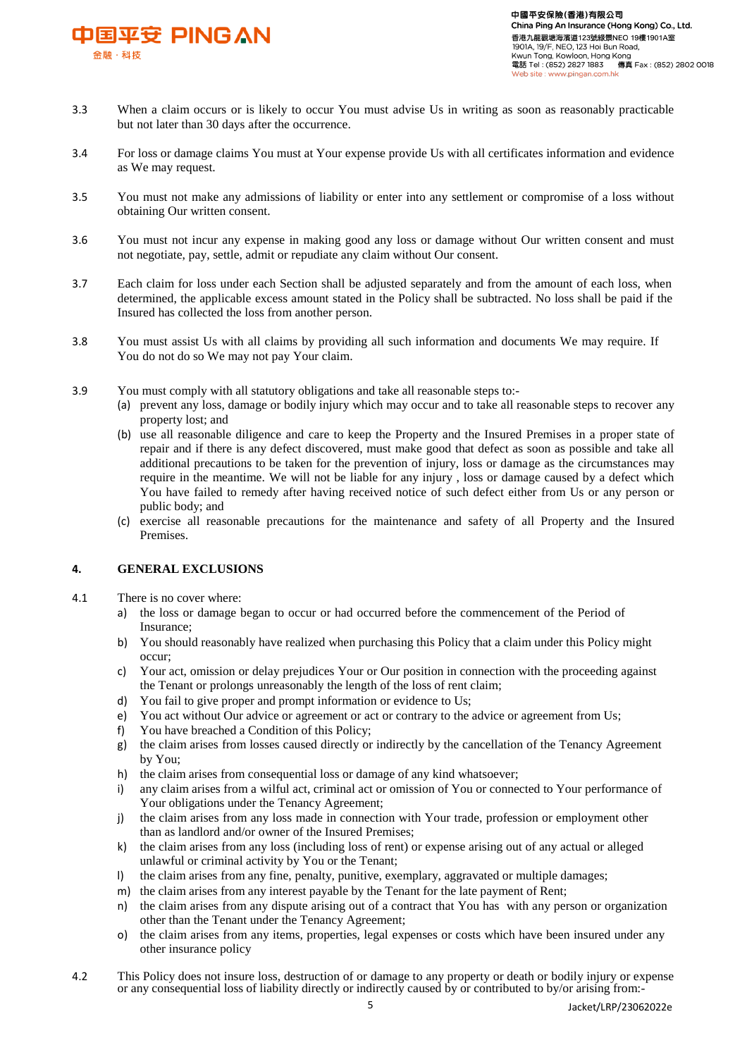3.3 When a claim occurs or is likely to occur You must advise Us in writing as soon as reasonably practicable but not later than 30 days after the occurrence.

3.4 For loss or damage claims You must at Your expense provide Us with all certificates information and evidence as We may request.

3.5 You must not make any admissions of liability or enter into any settlement or compromise of a loss without obtaining Our written consent.

3.6 You must not incur any expense in making good any loss or damage without Our written consent and must not negotiate, pay, settle, admit or repudiate any claim without Our consent.

3.7 Each claim for loss under each Section shall be adjusted separately and from the amount of each loss, when determined, the applicable excess amount stated in the Policy shall be subtracted. No loss shall be paid if the Insured has collected the loss from another person.

3.8 You must assist Us with all claims by providing all such information and documents We may require. If You do not do so We may not pay Your claim.

3.9 You must comply with all statutory obligations and take all reasonable steps to:-

(a) prevent any loss, damage or bodily injury which may occur and to take all reasonable steps to recover any property lost; and

(b) use all reasonable diligence and care to keep the Property and the Insured Premises in a proper state of repair and if there is any defect discovered, must make good that defect as soon as possible and take all additional precautions to be taken for the prevention of injury, loss or damage as the circumstances may require in the meantime. We will not be liable for any injury , loss or damage caused by a defect which You have failed to remedy after having received notice of such defect either from Us or any person or public body; and

(c) exercise all reasonable precautions for the maintenance and safety of all Property and the Insured Premises.

## 4. GENERAL EXCLUSIONS

4.1 There is no cover where:

a) the loss or damage began to occur or had occurred before the commencement of the Period of Insurance;
b) You should reasonably have realized when purchasing this Policy that a claim under this Policy might occur;
c) Your act, omission or delay prejudices Your or Our position in connection with the proceeding against the Tenant or prolongs unreasonably the length of the loss of rent claim;
d) You fail to give proper and prompt information or evidence to Us;
e) You act without Our advice or agreement or act or contrary to the advice or agreement from Us;
f) You have breached a Condition of this Policy;
g) the claim arises from losses caused directly or indirectly by the cancellation of the Tenancy Agreement by You;
h) the claim arises from consequential loss or damage of any kind whatsoever;
i) any claim arises from a wilful act, criminal act or omission of You or connected to Your performance of Your obligations under the Tenancy Agreement;
j) the claim arises from any loss made in connection with Your trade, profession or employment other than as landlord and/or owner of the Insured Premises;
k) the claim arises from any loss (including loss of rent) or expense arising out of any actual or alleged unlawful or criminal activity by You or the Tenant;
l) the claim arises from any fine, penalty, punitive, exemplary, aggravated or multiple damages;
m) the claim arises from any interest payable by the Tenant for the late payment of Rent;
n) the claim arises from any dispute arising out of a contract that You has with any person or organization other than the Tenant under the Tenancy Agreement;
o) the claim arises from any items, properties, legal expenses or costs which have been insured under any other insurance policy

4.2 This Policy does not insure loss, destruction of or damage to any property or death or bodily injury or expense or any consequential loss of liability directly or indirectly caused by or contributed to by/or arising from:-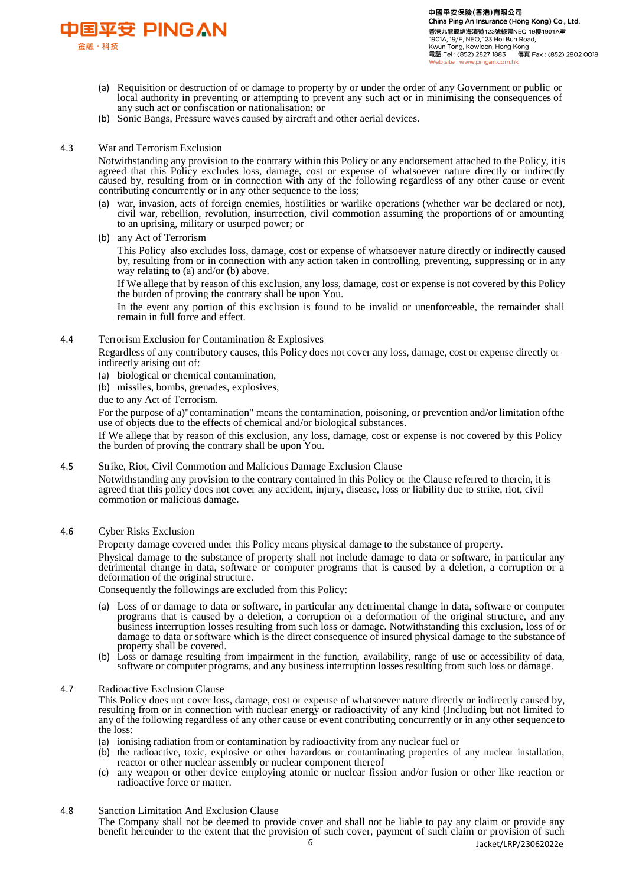(a) Requisition or destruction of or damage to property by or under the order of any Government or public or local authority in preventing or attempting to prevent any such act or in minimising the consequences of any such act or confiscation or nationalisation; or

(b) Sonic Bangs, Pressure waves caused by aircraft and other aerial devices.

4.3 War and Terrorism Exclusion

Notwithstanding any provision to the contrary within this Policy or any endorsement attached to the Policy, it is agreed that this Policy excludes loss, damage, cost or expense of whatsoever nature directly or indirectly caused by, resulting from or in connection with any of the following regardless of any other cause or event contributing concurrently or in any other sequence to the loss;

(a) war, invasion, acts of foreign enemies, hostilities or warlike operations (whether war be declared or not), civil war, rebellion, revolution, insurrection, civil commotion assuming the proportions of or amounting to an uprising, military or usurped power; or

(b) any Act of Terrorism

This Policy also excludes loss, damage, cost or expense of whatsoever nature directly or indirectly caused by, resulting from or in connection with any action taken in controlling, preventing, suppressing or in any way relating to (a) and/or (b) above.

If We allege that by reason of this exclusion, any loss, damage, cost or expense is not covered by this Policy the burden of proving the contrary shall be upon You.

In the event any portion of this exclusion is found to be invalid or unenforceable, the remainder shall remain in full force and effect.

4.4 Terrorism Exclusion for Contamination & Explosives

Regardless of any contributory causes, this Policy does not cover any loss, damage, cost or expense directly or indirectly arising out of:

(a) biological or chemical contamination,

(b) missiles, bombs, grenades, explosives,

due to any Act of Terrorism.

For the purpose of a)"contamination" means the contamination, poisoning, or prevention and/or limitation ofthe use of objects due to the effects of chemical and/or biological substances.

If We allege that by reason of this exclusion, any loss, damage, cost or expense is not covered by this Policy the burden of proving the contrary shall be upon You.

4.5 Strike, Riot, Civil Commotion and Malicious Damage Exclusion Clause

Notwithstanding any provision to the contrary contained in this Policy or the Clause referred to therein, it is agreed that this policy does not cover any accident, injury, disease, loss or liability due to strike, riot, civil commotion or malicious damage.

4.6 Cyber Risks Exclusion

Property damage covered under this Policy means physical damage to the substance of property.

Physical damage to the substance of property shall not include damage to data or software, in particular any detrimental change in data, software or computer programs that is caused by a deletion, a corruption or a deformation of the original structure.

Consequently the followings are excluded from this Policy:

(a) Loss of or damage to data or software, in particular any detrimental change in data, software or computer programs that is caused by a deletion, a corruption or a deformation of the original structure, and any business interruption losses resulting from such loss or damage. Notwithstanding this exclusion, loss of or damage to data or software which is the direct consequence of insured physical damage to the substance of property shall be covered.

(b) Loss or damage resulting from impairment in the function, availability, range of use or accessibility of data, software or computer programs, and any business interruption losses resulting from such loss or damage.

4.7 Radioactive Exclusion Clause

This Policy does not cover loss, damage, cost or expense of whatsoever nature directly or indirectly caused by, resulting from or in connection with nuclear energy or radioactivity of any kind (Including but not limited to any of the following regardless of any other cause or event contributing concurrently or in any other sequence to the loss:

(a) ionising radiation from or contamination by radioactivity from any nuclear fuel or

(b) the radioactive, toxic, explosive or other hazardous or contaminating properties of any nuclear installation, reactor or other nuclear assembly or nuclear component thereof

(c) any weapon or other device employing atomic or nuclear fission and/or fusion or other like reaction or radioactive force or matter.

4.8 Sanction Limitation And Exclusion Clause

The Company shall not be deemed to provide cover and shall not be liable to pay any claim or provide any benefit hereunder to the extent that the provision of such cover, payment of such claim or provision of such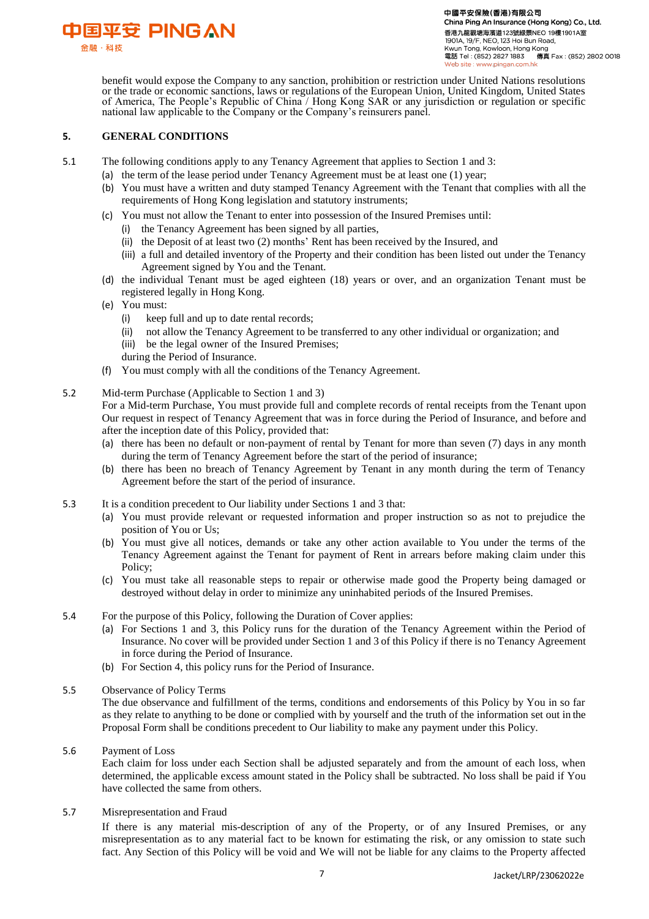benefit would expose the Company to any sanction, prohibition or restriction under United Nations resolutions or the trade or economic sanctions, laws or regulations of the European Union, United Kingdom, United States of America, The People's Republic of China / Hong Kong SAR or any jurisdiction or regulation or specific national law applicable to the Company or the Company's reinsurers panel.

## 5. GENERAL CONDITIONS

5.1 The following conditions apply to any Tenancy Agreement that applies to Section 1 and 3:

- (a) the term of the lease period under Tenancy Agreement must be at least one (1) year;
- (b) You must have a written and duty stamped Tenancy Agreement with the Tenant that complies with all the requirements of Hong Kong legislation and statutory instruments;
- (c) You must not allow the Tenant to enter into possession of the Insured Premises until:
  - (i) the Tenancy Agreement has been signed by all parties,
  - (ii) the Deposit of at least two (2) months' Rent has been received by the Insured, and
  - (iii) a full and detailed inventory of the Property and their condition has been listed out under the Tenancy Agreement signed by You and the Tenant.
- (d) the individual Tenant must be aged eighteen (18) years or over, and an organization Tenant must be registered legally in Hong Kong.
- (e) You must:
  - (i) keep full and up to date rental records;
  - (ii) not allow the Tenancy Agreement to be transferred to any other individual or organization; and
  - (iii) be the legal owner of the Insured Premises;

  during the Period of Insurance.
- (f) You must comply with all the conditions of the Tenancy Agreement.

5.2 Mid-term Purchase (Applicable to Section 1 and 3)

For a Mid-term Purchase, You must provide full and complete records of rental receipts from the Tenant upon Our request in respect of Tenancy Agreement that was in force during the Period of Insurance, and before and after the inception date of this Policy, provided that:

- (a) there has been no default or non-payment of rental by Tenant for more than seven (7) days in any month during the term of Tenancy Agreement before the start of the period of insurance;
- (b) there has been no breach of Tenancy Agreement by Tenant in any month during the term of Tenancy Agreement before the start of the period of insurance.

5.3 It is a condition precedent to Our liability under Sections 1 and 3 that:

- (a) You must provide relevant or requested information and proper instruction so as not to prejudice the position of You or Us;
- (b) You must give all notices, demands or take any other action available to You under the terms of the Tenancy Agreement against the Tenant for payment of Rent in arrears before making claim under this Policy;
- (c) You must take all reasonable steps to repair or otherwise made good the Property being damaged or destroyed without delay in order to minimize any uninhabited periods of the Insured Premises.

5.4 For the purpose of this Policy, following the Duration of Cover applies:

- (a) For Sections 1 and 3, this Policy runs for the duration of the Tenancy Agreement within the Period of Insurance. No cover will be provided under Section 1 and 3 of this Policy if there is no Tenancy Agreement in force during the Period of Insurance.
- (b) For Section 4, this policy runs for the Period of Insurance.

5.5 Observance of Policy Terms

The due observance and fulfillment of the terms, conditions and endorsements of this Policy by You in so far as they relate to anything to be done or complied with by yourself and the truth of the information set out in the Proposal Form shall be conditions precedent to Our liability to make any payment under this Policy.

5.6 Payment of Loss

Each claim for loss under each Section shall be adjusted separately and from the amount of each loss, when determined, the applicable excess amount stated in the Policy shall be subtracted. No loss shall be paid if You have collected the same from others.

5.7 Misrepresentation and Fraud

If there is any material mis-description of any of the Property, or of any Insured Premises, or any misrepresentation as to any material fact to be known for estimating the risk, or any omission to state such fact. Any Section of this Policy will be void and We will not be liable for any claims to the Property affected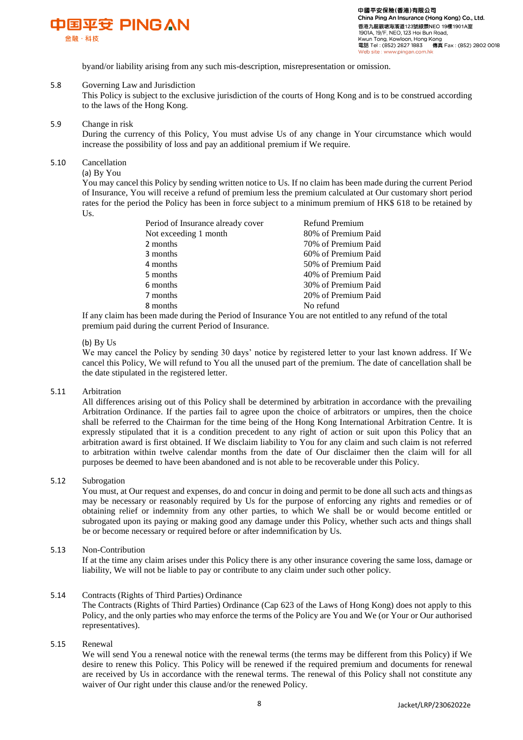byand/or liability arising from any such mis-description, misrepresentation or omission.

5.8 Governing Law and Jurisdiction
This Policy is subject to the exclusive jurisdiction of the courts of Hong Kong and is to be construed according to the laws of the Hong Kong.

5.9 Change in risk
During the currency of this Policy, You must advise Us of any change in Your circumstance which would increase the possibility of loss and pay an additional premium if We require.

5.10 Cancellation
(a) By You
You may cancel this Policy by sending written notice to Us. If no claim has been made during the current Period of Insurance, You will receive a refund of premium less the premium calculated at Our customary short period rates for the period the Policy has been in force subject to a minimum premium of HK$ 618 to be retained by Us.

| Period of Insurance already cover | Refund Premium |
|---|---|
| Not exceeding 1 month | 80% of Premium Paid |
| 2 months | 70% of Premium Paid |
| 3 months | 60% of Premium Paid |
| 4 months | 50% of Premium Paid |
| 5 months | 40% of Premium Paid |
| 6 months | 30% of Premium Paid |
| 7 months | 20% of Premium Paid |
| 8 months | No refund |

If any claim has been made during the Period of Insurance You are not entitled to any refund of the total premium paid during the current Period of Insurance.

(b) By Us
We may cancel the Policy by sending 30 days' notice by registered letter to your last known address. If We cancel this Policy, We will refund to You all the unused part of the premium. The date of cancellation shall be the date stipulated in the registered letter.

5.11 Arbitration
All differences arising out of this Policy shall be determined by arbitration in accordance with the prevailing Arbitration Ordinance. If the parties fail to agree upon the choice of arbitrators or umpires, then the choice shall be referred to the Chairman for the time being of the Hong Kong International Arbitration Centre. It is expressly stipulated that it is a condition precedent to any right of action or suit upon this Policy that an arbitration award is first obtained. If We disclaim liability to You for any claim and such claim is not referred to arbitration within twelve calendar months from the date of Our disclaimer then the claim will for all purposes be deemed to have been abandoned and is not able to be recoverable under this Policy.

5.12 Subrogation
You must, at Our request and expenses, do and concur in doing and permit to be done all such acts and things as may be necessary or reasonably required by Us for the purpose of enforcing any rights and remedies or of obtaining relief or indemnity from any other parties, to which We shall be or would become entitled or subrogated upon its paying or making good any damage under this Policy, whether such acts and things shall be or become necessary or required before or after indemnification by Us.

5.13 Non-Contribution
If at the time any claim arises under this Policy there is any other insurance covering the same loss, damage or liability, We will not be liable to pay or contribute to any claim under such other policy.

5.14 Contracts (Rights of Third Parties) Ordinance
The Contracts (Rights of Third Parties) Ordinance (Cap 623 of the Laws of Hong Kong) does not apply to this Policy, and the only parties who may enforce the terms of the Policy are You and We (or Your or Our authorised representatives).

5.15 Renewal
We will send You a renewal notice with the renewal terms (the terms may be different from this Policy) if We desire to renew this Policy. This Policy will be renewed if the required premium and documents for renewal are received by Us in accordance with the renewal terms. The renewal of this Policy shall not constitute any waiver of Our right under this clause and/or the renewed Policy.